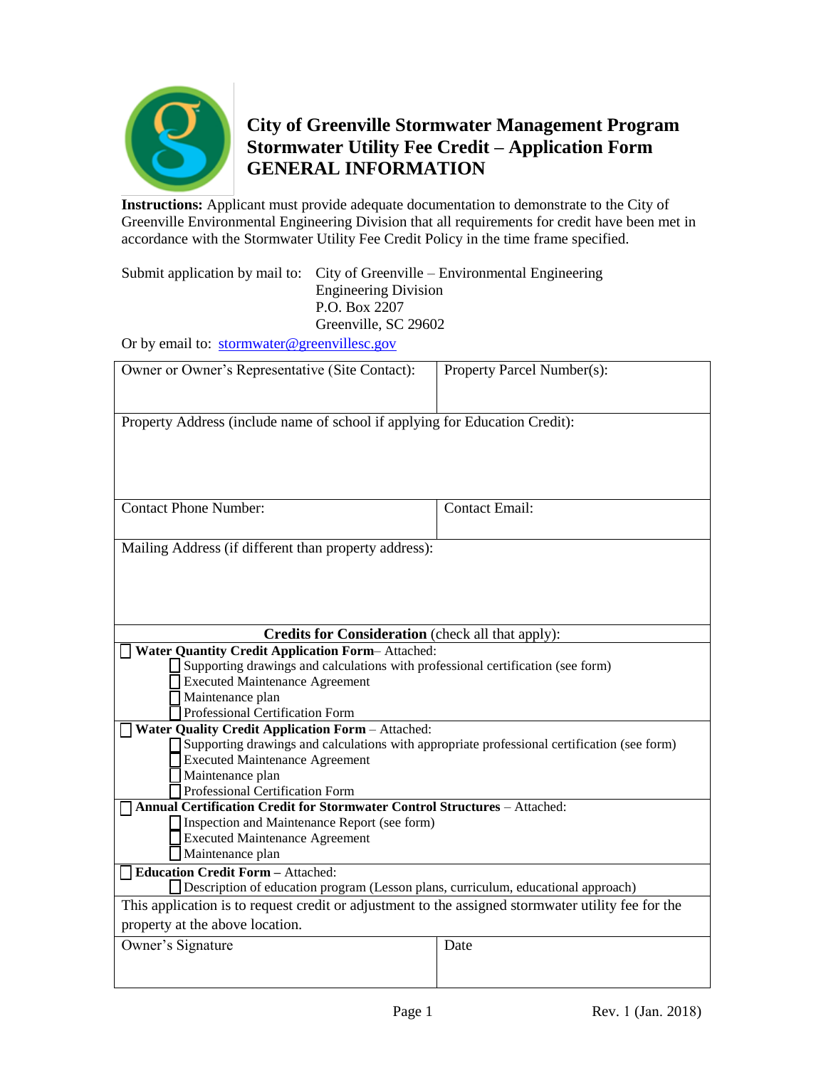# City of Greenville Stormwater Management Program
# Stormwater Utility Fee Credit – Application Form
# GENERAL INFORMATION

**Instructions:** Applicant must provide adequate documentation to demonstrate to the City of Greenville Environmental Engineering Division that all requirements for credit have been met in accordance with the Stormwater Utility Fee Credit Policy in the time frame specified.

Submit application by mail to: City of Greenville – Environmental Engineering
Engineering Division
P.O. Box 2207
Greenville, SC 29602

Or by email to: stormwater@greenvillesc.gov

| Owner or Owner's Representative (Site Contact): | Property Parcel Number(s): |
|---|---|
| Property Address (include name of school if applying for Education Credit): | |
| Contact Phone Number: | Contact Email: |
| Mailing Address (if different than property address): | |

**Credits for Consideration** (check all that apply):

☐ **Water Quantity Credit Application Form**– Attached:
- ☐ Supporting drawings and calculations with professional certification (see form)
- ☐ Executed Maintenance Agreement
- ☐ Maintenance plan
- ☐ Professional Certification Form

☐ **Water Quality Credit Application Form** – Attached:
- ☐ Supporting drawings and calculations with appropriate professional certification (see form)
- ☐ Executed Maintenance Agreement
- ☐ Maintenance plan
- ☐ Professional Certification Form

☐ **Annual Certification Credit for Stormwater Control Structures** – Attached:
- ☐ Inspection and Maintenance Report (see form)
- ☐ Executed Maintenance Agreement
- ☐ Maintenance plan

☐ **Education Credit Form** – Attached:
- ☐ Description of education program (Lesson plans, curriculum, educational approach)

This application is to request credit or adjustment to the assigned stormwater utility fee for the property at the above location.

| Owner's Signature | Date |
|---|---|
| | |

Rev. 1 (Jan. 2018)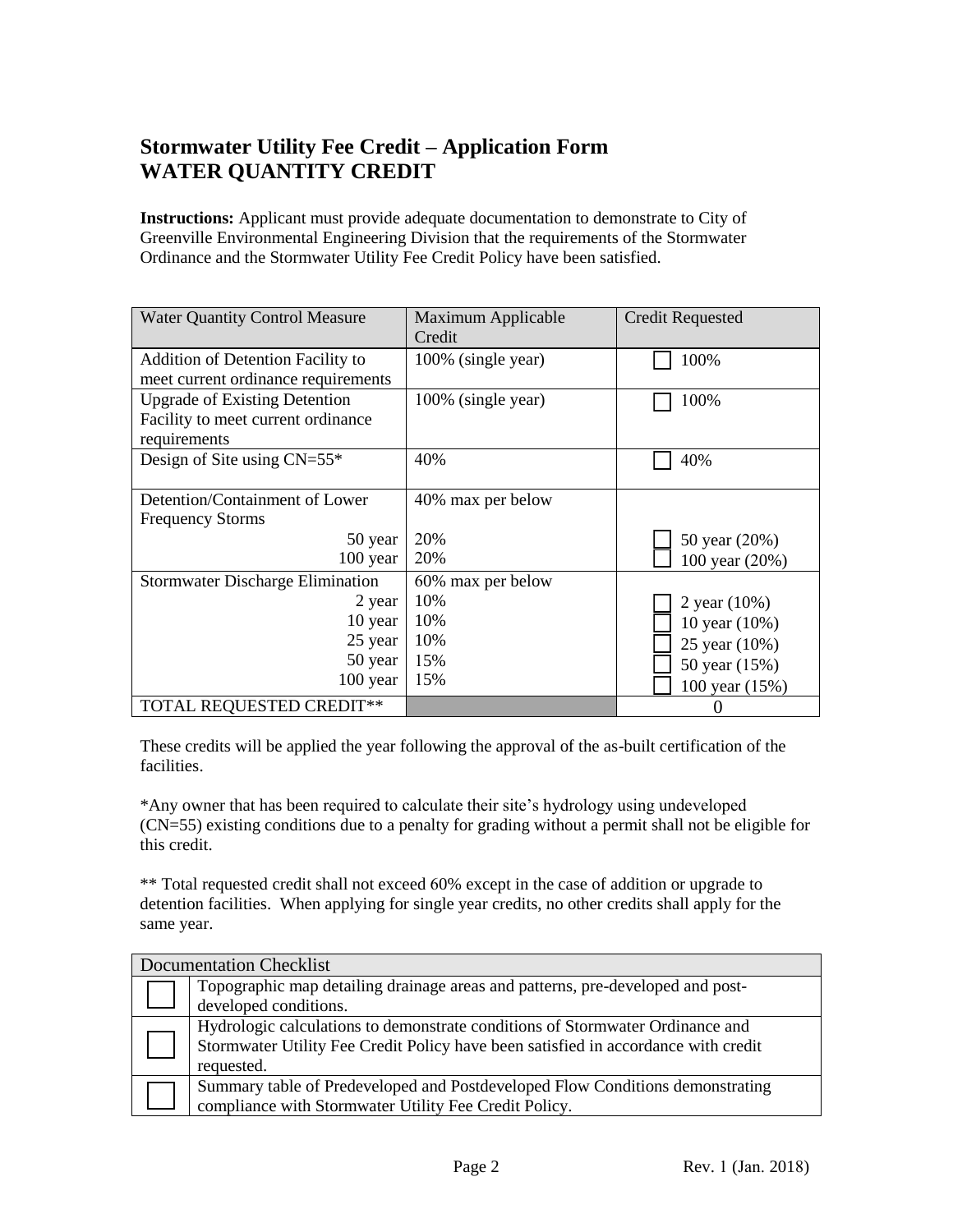# Stormwater Utility Fee Credit – Application Form
# WATER QUANTITY CREDIT

**Instructions:** Applicant must provide adequate documentation to demonstrate to City of Greenville Environmental Engineering Division that the requirements of the Stormwater Ordinance and the Stormwater Utility Fee Credit Policy have been satisfied.

| Water Quantity Control Measure | Maximum Applicable Credit | Credit Requested |
|---|---|---|
| Addition of Detention Facility to meet current ordinance requirements | 100% (single year) | ☐ 100% |
| Upgrade of Existing Detention Facility to meet current ordinance requirements | 100% (single year) | ☐ 100% |
| Design of Site using CN=55* | 40% | ☐ 40% |
| Detention/Containment of Lower Frequency Storms | 40% max per below | |
| 50 year | 20% | ☐ 50 year (20%) |
| 100 year | 20% | ☐ 100 year (20%) |
| Stormwater Discharge Elimination | 60% max per below | |
| 2 year | 10% | ☐ 2 year (10%) |
| 10 year | 10% | ☐ 10 year (10%) |
| 25 year | 10% | ☐ 25 year (10%) |
| 50 year | 15% | ☐ 50 year (15%) |
| 100 year | 15% | ☐ 100 year (15%) |
| TOTAL REQUESTED CREDIT** | | 0 |

These credits will be applied the year following the approval of the as-built certification of the facilities.

*Any owner that has been required to calculate their site's hydrology using undeveloped (CN=55) existing conditions due to a penalty for grading without a permit shall not be eligible for this credit.

** Total requested credit shall not exceed 60% except in the case of addition or upgrade to detention facilities. When applying for single year credits, no other credits shall apply for the same year.

| Documentation Checklist | |
|---|---|
| ☐ | Topographic map detailing drainage areas and patterns, pre-developed and post-developed conditions. |
| ☐ | Hydrologic calculations to demonstrate conditions of Stormwater Ordinance and Stormwater Utility Fee Credit Policy have been satisfied in accordance with credit requested. |
| ☐ | Summary table of Predeveloped and Postdeveloped Flow Conditions demonstrating compliance with Stormwater Utility Fee Credit Policy. |

Rev. 1 (Jan. 2018)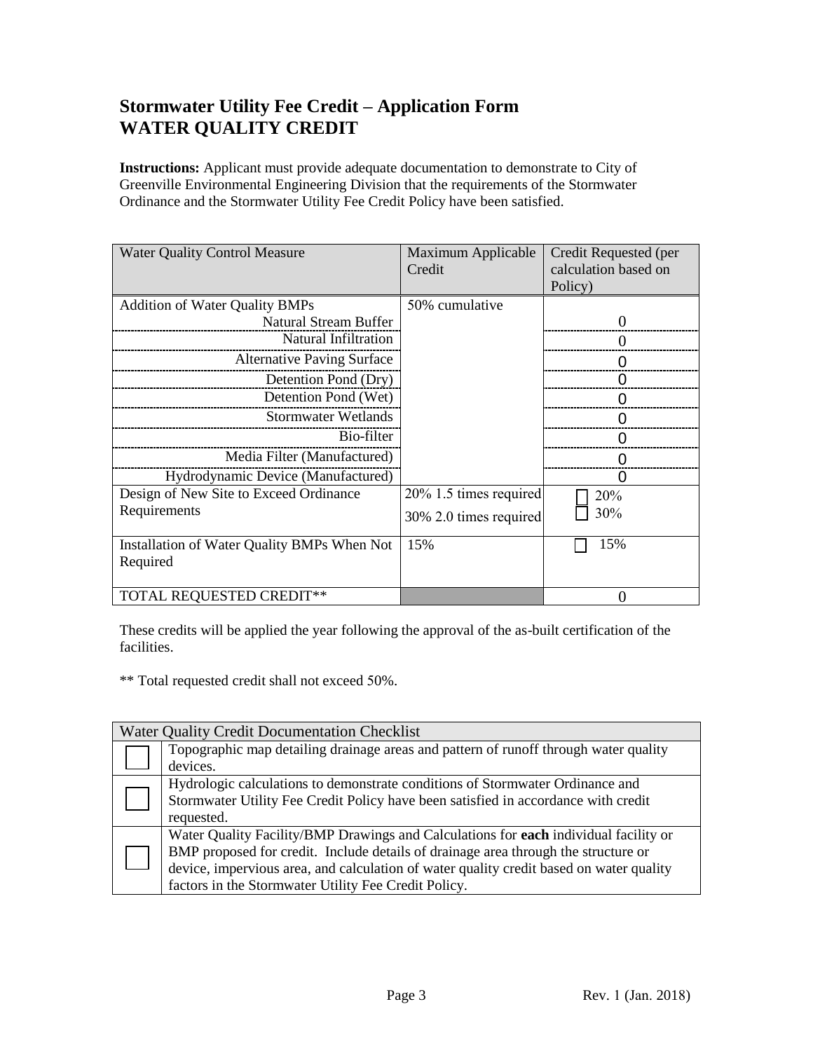# Stormwater Utility Fee Credit – Application Form
# WATER QUALITY CREDIT

**Instructions:** Applicant must provide adequate documentation to demonstrate to City of Greenville Environmental Engineering Division that the requirements of the Stormwater Ordinance and the Stormwater Utility Fee Credit Policy have been satisfied.

| Water Quality Control Measure | Maximum Applicable Credit | Credit Requested (per calculation based on Policy) |
|---|---|---|
| Addition of Water Quality BMPs | 50% cumulative | |
| Natural Stream Buffer | | 0 |
| Natural Infiltration | | 0 |
| Alternative Paving Surface | | 0 |
| Detention Pond (Dry) | | 0 |
| Detention Pond (Wet) | | 0 |
| Stormwater Wetlands | | 0 |
| Bio-filter | | 0 |
| Media Filter (Manufactured) | | 0 |
| Hydrodynamic Device (Manufactured) | | 0 |
| Design of New Site to Exceed Ordinance Requirements | 20% 1.5 times required<br>30% 2.0 times required | ☐ 20%<br>☐ 30% |
| Installation of Water Quality BMPs When Not Required | 15% | ☐ 15% |
| TOTAL REQUESTED CREDIT** | | 0 |

These credits will be applied the year following the approval of the as-built certification of the facilities.

** Total requested credit shall not exceed 50%.

| | Water Quality Credit Documentation Checklist |
|---|---|
| ☐ | Topographic map detailing drainage areas and pattern of runoff through water quality devices. |
| ☐ | Hydrologic calculations to demonstrate conditions of Stormwater Ordinance and Stormwater Utility Fee Credit Policy have been satisfied in accordance with credit requested. |
| ☐ | Water Quality Facility/BMP Drawings and Calculations for **each** individual facility or BMP proposed for credit. Include details of drainage area through the structure or device, impervious area, and calculation of water quality credit based on water quality factors in the Stormwater Utility Fee Credit Policy. |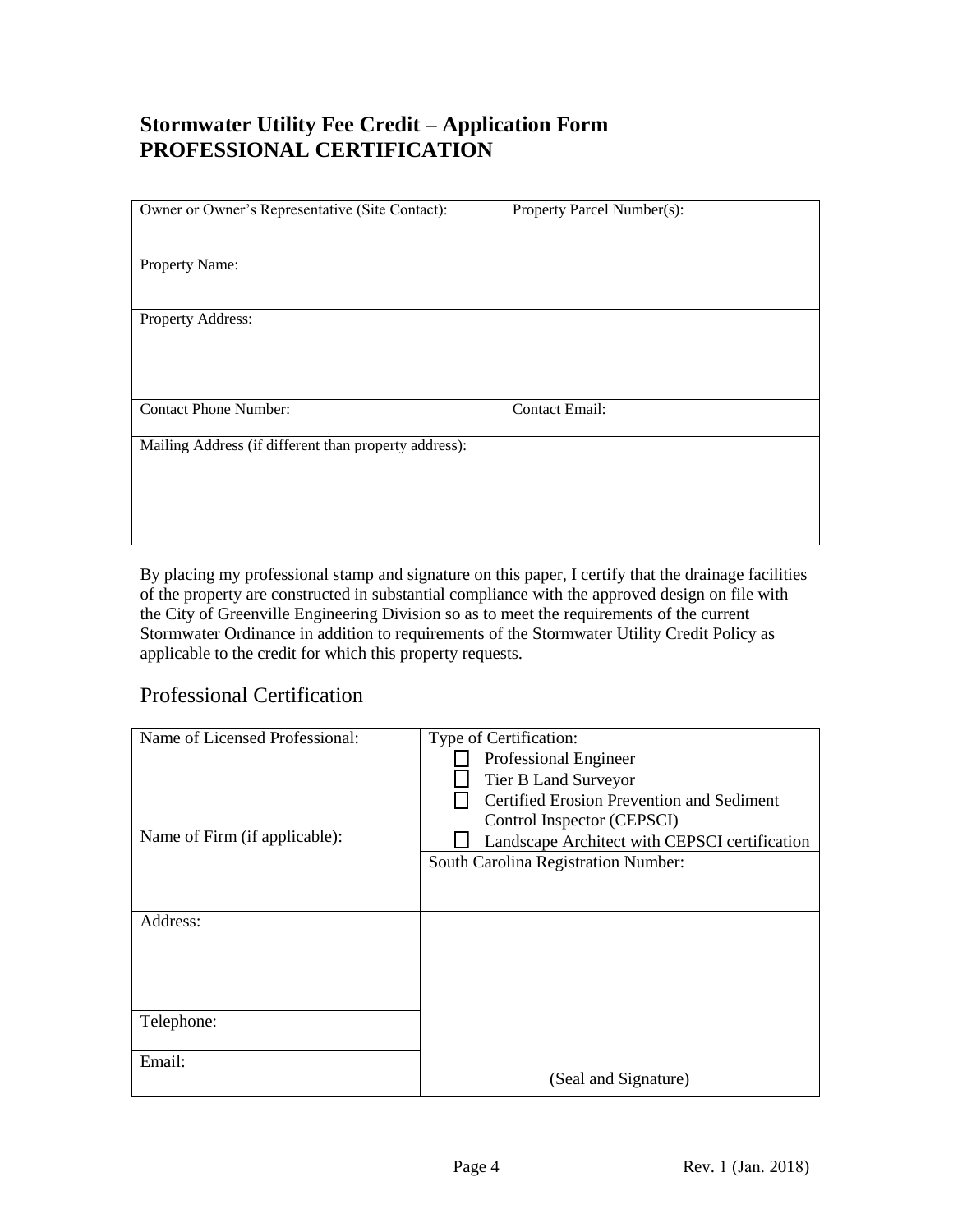# Stormwater Utility Fee Credit – Application Form
# PROFESSIONAL CERTIFICATION

| Owner or Owner's Representative (Site Contact): | Property Parcel Number(s): |
|---|---|
| Property Name: | |
| Property Address: | |
| Contact Phone Number: | Contact Email: |
| Mailing Address (if different than property address): | |

By placing my professional stamp and signature on this paper, I certify that the drainage facilities of the property are constructed in substantial compliance with the approved design on file with the City of Greenville Engineering Division so as to meet the requirements of the current Stormwater Ordinance in addition to requirements of the Stormwater Utility Credit Policy as applicable to the credit for which this property requests.

## Professional Certification

| Name of Licensed Professional:<br><br>Name of Firm (if applicable): | Type of Certification:<br>☐ Professional Engineer<br>☐ Tier B Land Surveyor<br>☐ Certified Erosion Prevention and Sediment Control Inspector (CEPSCI)<br>☐ Landscape Architect with CEPSCI certification |
|---|---|
| | South Carolina Registration Number: |
| Address: | |
| Telephone: | |
| Email: | (Seal and Signature) |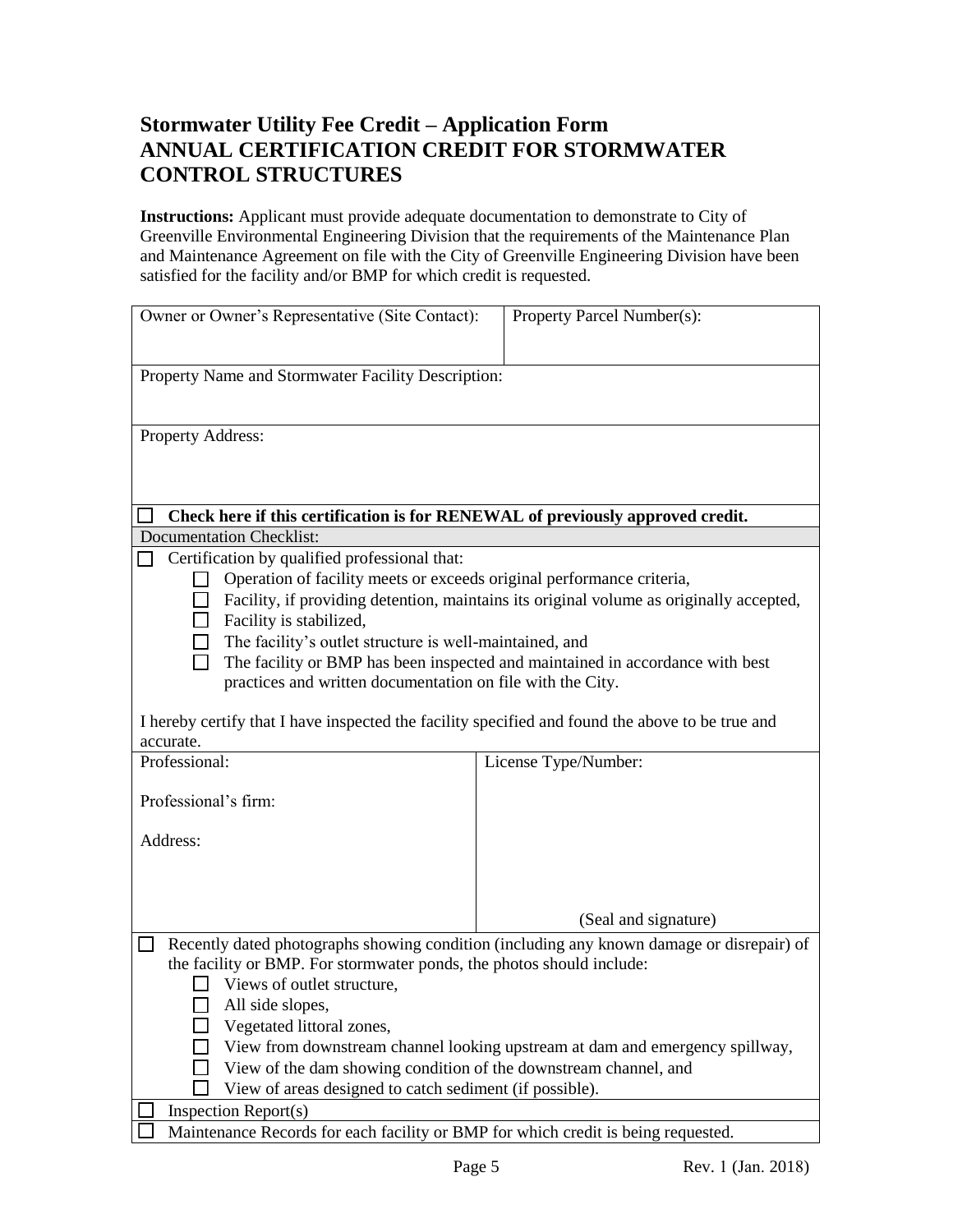# Stormwater Utility Fee Credit – Application Form
# ANNUAL CERTIFICATION CREDIT FOR STORMWATER CONTROL STRUCTURES

**Instructions:** Applicant must provide adequate documentation to demonstrate to City of Greenville Environmental Engineering Division that the requirements of the Maintenance Plan and Maintenance Agreement on file with the City of Greenville Engineering Division have been satisfied for the facility and/or BMP for which credit is requested.

| Owner or Owner's Representative (Site Contact): | Property Parcel Number(s): |
|---|---|
| Property Name and Stormwater Facility Description: | |
| Property Address: | |

☐ **Check here if this certification is for RENEWAL of previously approved credit.**

Documentation Checklist:

☐ Certification by qualified professional that:

- ☐ Operation of facility meets or exceeds original performance criteria,
- ☐ Facility, if providing detention, maintains its original volume as originally accepted,
- ☐ Facility is stabilized,
- ☐ The facility's outlet structure is well-maintained, and
- ☐ The facility or BMP has been inspected and maintained in accordance with best practices and written documentation on file with the City.

I hereby certify that I have inspected the facility specified and found the above to be true and accurate.

| Professional:<br><br>Professional's firm:<br><br>Address: | License Type/Number:<br><br><br><br>(Seal and signature) |
|---|---|

☐ Recently dated photographs showing condition (including any known damage or disrepair) of the facility or BMP. For stormwater ponds, the photos should include:

- ☐ Views of outlet structure,
- ☐ All side slopes,
- ☐ Vegetated littoral zones,
- ☐ View from downstream channel looking upstream at dam and emergency spillway,
- ☐ View of the dam showing condition of the downstream channel, and
- ☐ View of areas designed to catch sediment (if possible).

☐ Inspection Report(s)

☐ Maintenance Records for each facility or BMP for which credit is being requested.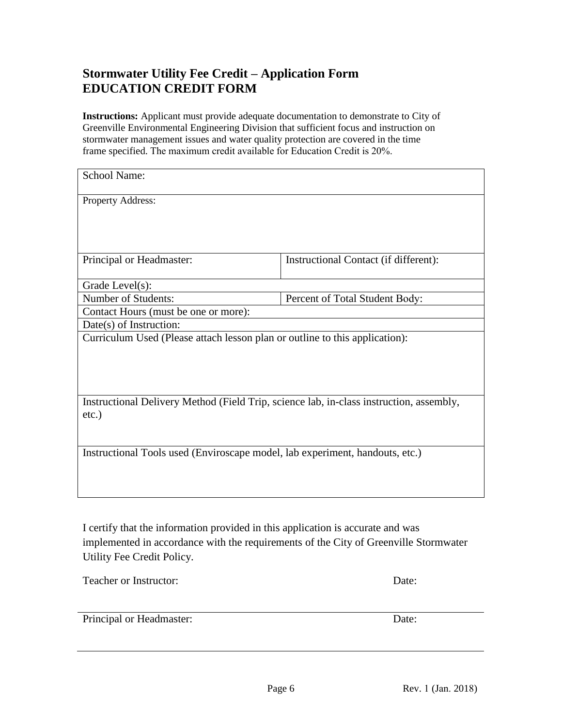## Stormwater Utility Fee Credit – Application Form
## EDUCATION CREDIT FORM

**Instructions:** Applicant must provide adequate documentation to demonstrate to City of Greenville Environmental Engineering Division that sufficient focus and instruction on stormwater management issues and water quality protection are covered in the time frame specified. The maximum credit available for Education Credit is 20%.

| | |
|---|---|
| School Name: | |
| Property Address: | |
| Principal or Headmaster: | Instructional Contact (if different): |
| Grade Level(s): | |
| Number of Students: | Percent of Total Student Body: |
| Contact Hours (must be one or more): | |
| Date(s) of Instruction: | |
| Curriculum Used (Please attach lesson plan or outline to this application): | |
| Instructional Delivery Method (Field Trip, science lab, in-class instruction, assembly, etc.) | |
| Instructional Tools used (Enviroscape model, lab experiment, handouts, etc.) | |

I certify that the information provided in this application is accurate and was implemented in accordance with the requirements of the City of Greenville Stormwater Utility Fee Credit Policy.

Teacher or Instructor: Date:

Principal or Headmaster: Date:

Rev. 1 (Jan. 2018)